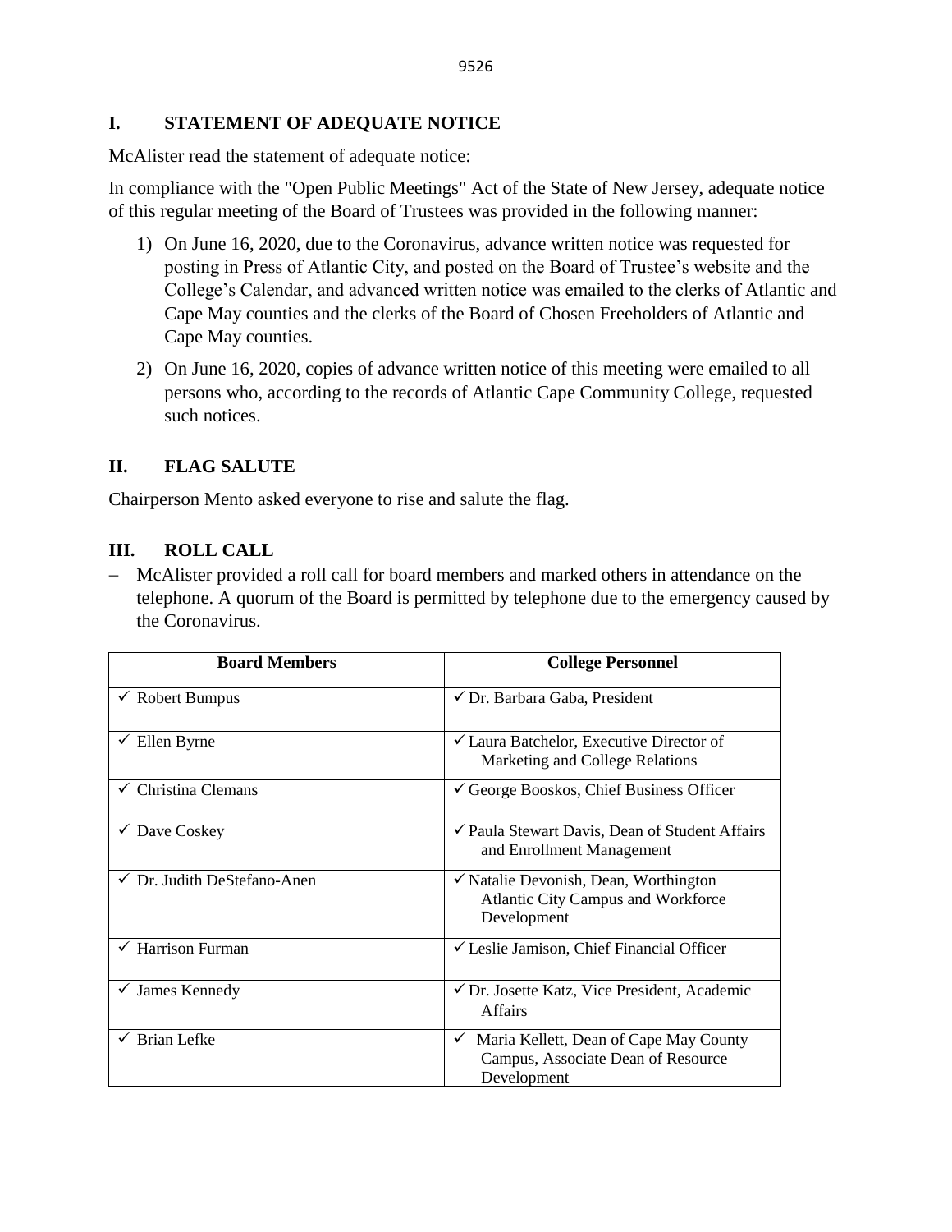## I. STATEMENT OF ADEQUATE NOTICE

McAlister read the statement of adequate notice:

In compliance with the "Open Public Meetings" Act of the State of New Jersey, adequate notice of this regular meeting of the Board of Trustees was provided in the following manner:

1) On June 16, 2020, due to the Coronavirus, advance written notice was requested for posting in Press of Atlantic City, and posted on the Board of Trustee's website and the College's Calendar, and advanced written notice was emailed to the clerks of Atlantic and Cape May counties and the clerks of the Board of Chosen Freeholders of Atlantic and Cape May counties.
2) On June 16, 2020, copies of advance written notice of this meeting were emailed to all persons who, according to the records of Atlantic Cape Community College, requested such notices.

## II. FLAG SALUTE

Chairperson Mento asked everyone to rise and salute the flag.

## III. ROLL CALL

- McAlister provided a roll call for board members and marked others in attendance on the telephone. A quorum of the Board is permitted by telephone due to the emergency caused by the Coronavirus.

| Board Members | College Personnel |
|---|---|
| ✓ Robert Bumpus | ✓ Dr. Barbara Gaba, President |
| ✓ Ellen Byrne | ✓ Laura Batchelor, Executive Director of Marketing and College Relations |
| ✓ Christina Clemans | ✓ George Booskos, Chief Business Officer |
| ✓ Dave Coskey | ✓ Paula Stewart Davis, Dean of Student Affairs and Enrollment Management |
| ✓ Dr. Judith DeStefano-Anen | ✓ Natalie Devonish, Dean, Worthington Atlantic City Campus and Workforce Development |
| ✓ Harrison Furman | ✓ Leslie Jamison, Chief Financial Officer |
| ✓ James Kennedy | ✓ Dr. Josette Katz, Vice President, Academic Affairs |
| ✓ Brian Lefke | ✓ Maria Kellett, Dean of Cape May County Campus, Associate Dean of Resource Development |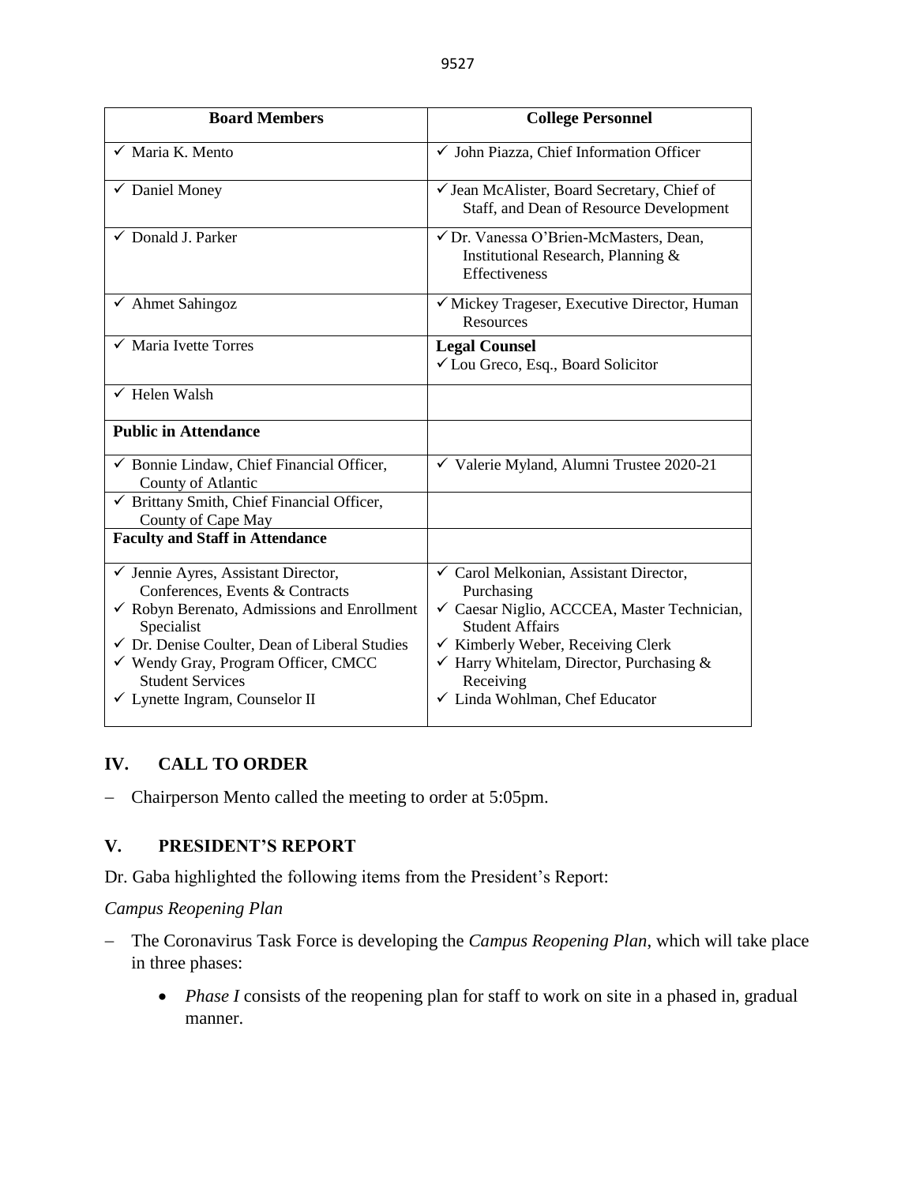| Board Members | College Personnel |
|---|---|
| ✓ Maria K. Mento | ✓ John Piazza, Chief Information Officer |
| ✓ Daniel Money | ✓ Jean McAlister, Board Secretary, Chief of Staff, and Dean of Resource Development |
| ✓ Donald J. Parker | ✓ Dr. Vanessa O'Brien-McMasters, Dean, Institutional Research, Planning & Effectiveness |
| ✓ Ahmet Sahingoz | ✓ Mickey Trageser, Executive Director, Human Resources |
| ✓ Maria Ivette Torres | **Legal Counsel**<br>✓ Lou Greco, Esq., Board Solicitor |
| ✓ Helen Walsh | |
| **Public in Attendance** | |
| ✓ Bonnie Lindaw, Chief Financial Officer, County of Atlantic | ✓ Valerie Myland, Alumni Trustee 2020-21 |
| ✓ Brittany Smith, Chief Financial Officer, County of Cape May | |
| **Faculty and Staff in Attendance** | |
| ✓ Jennie Ayres, Assistant Director, Conferences, Events & Contracts<br>✓ Robyn Berenato, Admissions and Enrollment Specialist<br>✓ Dr. Denise Coulter, Dean of Liberal Studies<br>✓ Wendy Gray, Program Officer, CMCC Student Services<br>✓ Lynette Ingram, Counselor II | ✓ Carol Melkonian, Assistant Director, Purchasing<br>✓ Caesar Niglio, ACCCEA, Master Technician, Student Affairs<br>✓ Kimberly Weber, Receiving Clerk<br>✓ Harry Whitelam, Director, Purchasing & Receiving<br>✓ Linda Wohlman, Chef Educator |

## IV. CALL TO ORDER

– Chairperson Mento called the meeting to order at 5:05pm.

## V. PRESIDENT'S REPORT

Dr. Gaba highlighted the following items from the President's Report:

*Campus Reopening Plan*

– The Coronavirus Task Force is developing the *Campus Reopening Plan*, which will take place in three phases:

- *Phase I* consists of the reopening plan for staff to work on site in a phased in, gradual manner.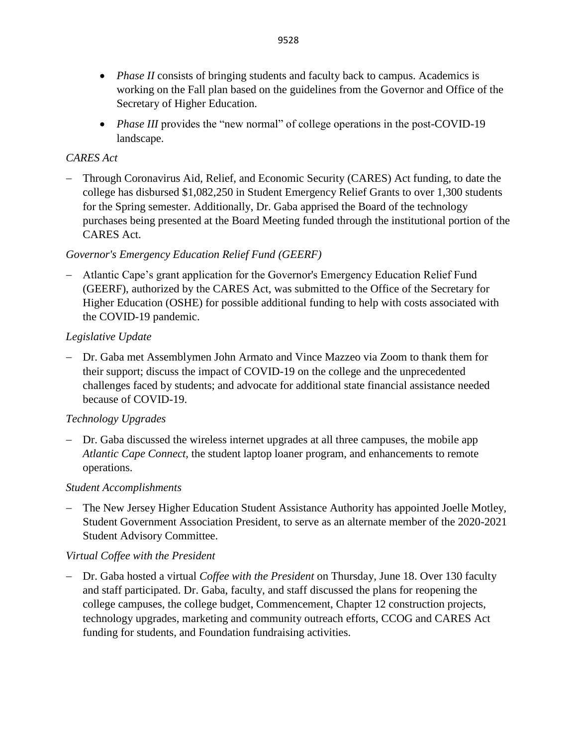- *Phase II* consists of bringing students and faculty back to campus. Academics is working on the Fall plan based on the guidelines from the Governor and Office of the Secretary of Higher Education.
- *Phase III* provides the "new normal" of college operations in the post-COVID-19 landscape.

*CARES Act*

- Through Coronavirus Aid, Relief, and Economic Security (CARES) Act funding, to date the college has disbursed $1,082,250 in Student Emergency Relief Grants to over 1,300 students for the Spring semester. Additionally, Dr. Gaba apprised the Board of the technology purchases being presented at the Board Meeting funded through the institutional portion of the CARES Act.

*Governor's Emergency Education Relief Fund (GEERF)*

- Atlantic Cape's grant application for the Governor's Emergency Education Relief Fund (GEERF), authorized by the CARES Act, was submitted to the Office of the Secretary for Higher Education (OSHE) for possible additional funding to help with costs associated with the COVID-19 pandemic.

*Legislative Update*

- Dr. Gaba met Assemblymen John Armato and Vince Mazzeo via Zoom to thank them for their support; discuss the impact of COVID-19 on the college and the unprecedented challenges faced by students; and advocate for additional state financial assistance needed because of COVID-19.

*Technology Upgrades*

- Dr. Gaba discussed the wireless internet upgrades at all three campuses, the mobile app *Atlantic Cape Connect,* the student laptop loaner program, and enhancements to remote operations.

*Student Accomplishments*

- The New Jersey Higher Education Student Assistance Authority has appointed Joelle Motley, Student Government Association President, to serve as an alternate member of the 2020-2021 Student Advisory Committee.

*Virtual Coffee with the President*

- Dr. Gaba hosted a virtual *Coffee with the President* on Thursday, June 18. Over 130 faculty and staff participated. Dr. Gaba, faculty, and staff discussed the plans for reopening the college campuses, the college budget, Commencement, Chapter 12 construction projects, technology upgrades, marketing and community outreach efforts, CCOG and CARES Act funding for students, and Foundation fundraising activities.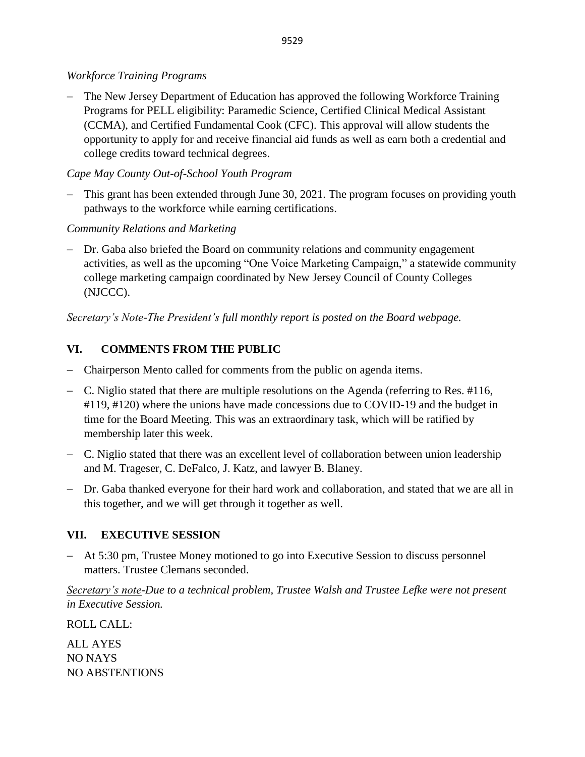*Workforce Training Programs*

- The New Jersey Department of Education has approved the following Workforce Training Programs for PELL eligibility: Paramedic Science, Certified Clinical Medical Assistant (CCMA), and Certified Fundamental Cook (CFC). This approval will allow students the opportunity to apply for and receive financial aid funds as well as earn both a credential and college credits toward technical degrees.

*Cape May County Out-of-School Youth Program*

- This grant has been extended through June 30, 2021. The program focuses on providing youth pathways to the workforce while earning certifications.

*Community Relations and Marketing*

- Dr. Gaba also briefed the Board on community relations and community engagement activities, as well as the upcoming "One Voice Marketing Campaign," a statewide community college marketing campaign coordinated by New Jersey Council of County Colleges (NJCCC).

*Secretary's Note-The President's full monthly report is posted on the Board webpage.*

## VI. COMMENTS FROM THE PUBLIC

- Chairperson Mento called for comments from the public on agenda items.
- C. Niglio stated that there are multiple resolutions on the Agenda (referring to Res. #116, #119, #120) where the unions have made concessions due to COVID-19 and the budget in time for the Board Meeting. This was an extraordinary task, which will be ratified by membership later this week.
- C. Niglio stated that there was an excellent level of collaboration between union leadership and M. Trageser, C. DeFalco, J. Katz, and lawyer B. Blaney.
- Dr. Gaba thanked everyone for their hard work and collaboration, and stated that we are all in this together, and we will get through it together as well.

## VII. EXECUTIVE SESSION

- At 5:30 pm, Trustee Money motioned to go into Executive Session to discuss personnel matters. Trustee Clemans seconded.

*Secretary's note-Due to a technical problem, Trustee Walsh and Trustee Lefke were not present in Executive Session.*

ROLL CALL:

ALL AYES
NO NAYS
NO ABSTENTIONS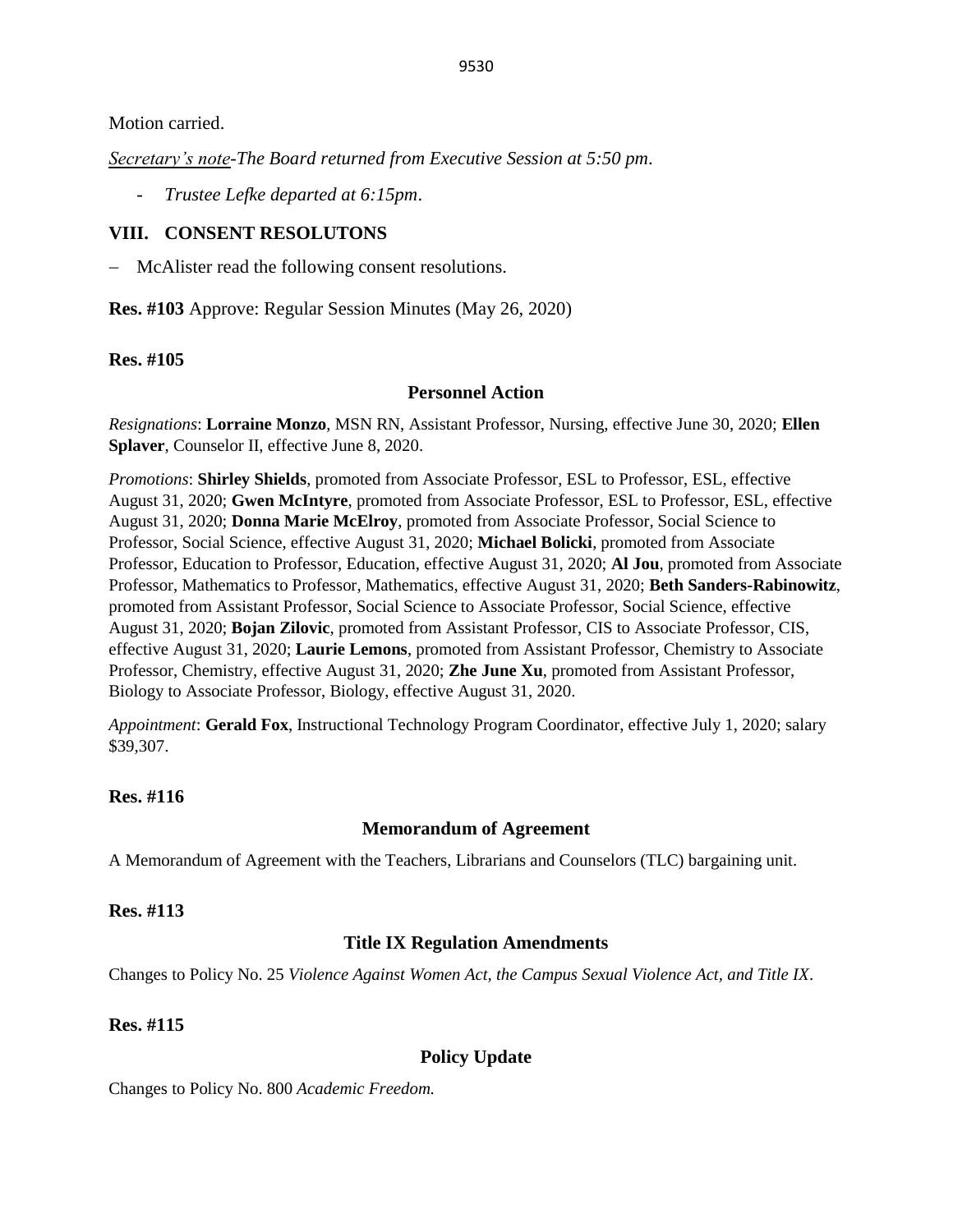Motion carried.

*Secretary's note-The Board returned from Executive Session at 5:50 pm.*

- *Trustee Lefke departed at 6:15pm.*

## VIII. CONSENT RESOLUTONS

- McAlister read the following consent resolutions.

**Res. #103** Approve: Regular Session Minutes (May 26, 2020)

**Res. #105**

### Personnel Action

*Resignations*: **Lorraine Monzo**, MSN RN, Assistant Professor, Nursing, effective June 30, 2020; **Ellen Splaver**, Counselor II, effective June 8, 2020.

*Promotions*: **Shirley Shields**, promoted from Associate Professor, ESL to Professor, ESL, effective August 31, 2020; **Gwen McIntyre**, promoted from Associate Professor, ESL to Professor, ESL, effective August 31, 2020; **Donna Marie McElroy**, promoted from Associate Professor, Social Science to Professor, Social Science, effective August 31, 2020; **Michael Bolicki**, promoted from Associate Professor, Education to Professor, Education, effective August 31, 2020; **Al Jou**, promoted from Associate Professor, Mathematics to Professor, Mathematics, effective August 31, 2020; **Beth Sanders-Rabinowitz**, promoted from Assistant Professor, Social Science to Associate Professor, Social Science, effective August 31, 2020; **Bojan Zilovic**, promoted from Assistant Professor, CIS to Associate Professor, CIS, effective August 31, 2020; **Laurie Lemons**, promoted from Assistant Professor, Chemistry to Associate Professor, Chemistry, effective August 31, 2020; **Zhe June Xu**, promoted from Assistant Professor, Biology to Associate Professor, Biology, effective August 31, 2020.

*Appointment*: **Gerald Fox**, Instructional Technology Program Coordinator, effective July 1, 2020; salary $39,307.

**Res. #116**

### Memorandum of Agreement

A Memorandum of Agreement with the Teachers, Librarians and Counselors (TLC) bargaining unit.

**Res. #113**

### Title IX Regulation Amendments

Changes to Policy No. 25 *Violence Against Women Act, the Campus Sexual Violence Act, and Title IX*.

**Res. #115**

### Policy Update

Changes to Policy No. 800 *Academic Freedom.*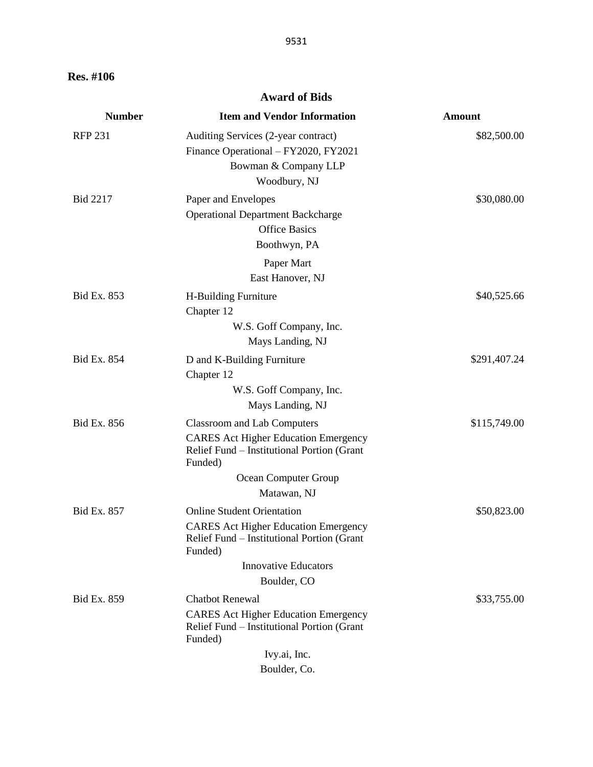**Res. #106**

## Award of Bids

| Number | Item and Vendor Information | Amount |
|---|---|---|
| RFP 231 | Auditing Services (2-year contract)<br>Finance Operational – FY2020, FY2021<br>Bowman & Company LLP<br>Woodbury, NJ | $82,500.00 |
| Bid 2217 | Paper and Envelopes<br>Operational Department Backcharge<br>Office Basics<br>Boothwyn, PA<br><br>Paper Mart<br>East Hanover, NJ | $30,080.00 |
| Bid Ex. 853 | H-Building Furniture<br>Chapter 12<br>W.S. Goff Company, Inc.<br>Mays Landing, NJ | $40,525.66 |
| Bid Ex. 854 | D and K-Building Furniture<br>Chapter 12<br>W.S. Goff Company, Inc.<br>Mays Landing, NJ | $291,407.24 |
| Bid Ex. 856 | Classroom and Lab Computers<br>CARES Act Higher Education Emergency Relief Fund – Institutional Portion (Grant Funded)<br>Ocean Computer Group<br>Matawan, NJ | $115,749.00 |
| Bid Ex. 857 | Online Student Orientation<br>CARES Act Higher Education Emergency Relief Fund – Institutional Portion (Grant Funded)<br>Innovative Educators<br>Boulder, CO | $50,823.00 |
| Bid Ex. 859 | Chatbot Renewal<br>CARES Act Higher Education Emergency Relief Fund – Institutional Portion (Grant Funded)<br>Ivy.ai, Inc.<br>Boulder, Co. | $33,755.00 |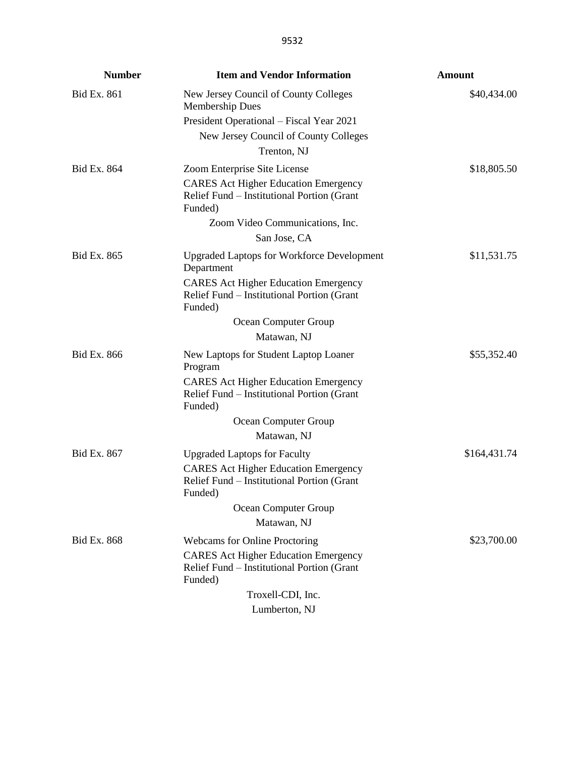| Number | Item and Vendor Information | Amount |
|---|---|---|
| Bid Ex. 861 | New Jersey Council of County Colleges Membership Dues<br>President Operational – Fiscal Year 2021<br>New Jersey Council of County Colleges<br>Trenton, NJ | $40,434.00 |
| Bid Ex. 864 | Zoom Enterprise Site License<br>CARES Act Higher Education Emergency Relief Fund – Institutional Portion (Grant Funded)<br>Zoom Video Communications, Inc.<br>San Jose, CA | $18,805.50 |
| Bid Ex. 865 | Upgraded Laptops for Workforce Development Department<br>CARES Act Higher Education Emergency Relief Fund – Institutional Portion (Grant Funded)<br>Ocean Computer Group<br>Matawan, NJ | $11,531.75 |
| Bid Ex. 866 | New Laptops for Student Laptop Loaner Program<br>CARES Act Higher Education Emergency Relief Fund – Institutional Portion (Grant Funded)<br>Ocean Computer Group<br>Matawan, NJ | $55,352.40 |
| Bid Ex. 867 | Upgraded Laptops for Faculty<br>CARES Act Higher Education Emergency Relief Fund – Institutional Portion (Grant Funded)<br>Ocean Computer Group<br>Matawan, NJ | $164,431.74 |
| Bid Ex. 868 | Webcams for Online Proctoring<br>CARES Act Higher Education Emergency Relief Fund – Institutional Portion (Grant Funded)<br>Troxell-CDI, Inc.<br>Lumberton, NJ | $23,700.00 |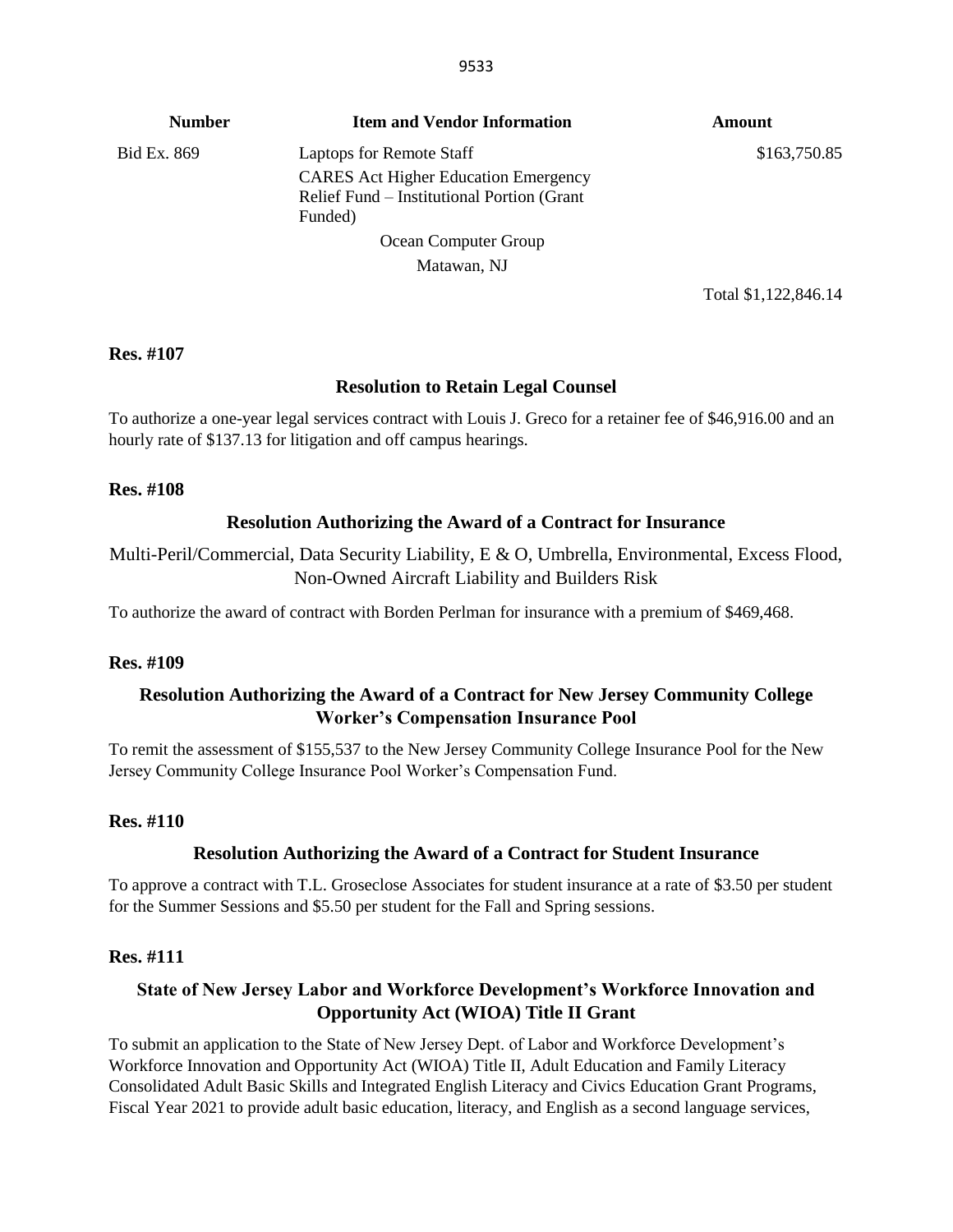| Number | Item and Vendor Information | Amount |
|---|---|---|
| Bid Ex. 869 | Laptops for Remote Staff<br>CARES Act Higher Education Emergency Relief Fund – Institutional Portion (Grant Funded)<br>Ocean Computer Group<br>Matawan, NJ | $163,750.85 |
| | | Total $1,122,846.14 |

**Res. #107**

### Resolution to Retain Legal Counsel

To authorize a one-year legal services contract with Louis J. Greco for a retainer fee of $46,916.00 and an hourly rate of $137.13 for litigation and off campus hearings.

**Res. #108**

### Resolution Authorizing the Award of a Contract for Insurance

Multi-Peril/Commercial, Data Security Liability, E & O, Umbrella, Environmental, Excess Flood, Non-Owned Aircraft Liability and Builders Risk

To authorize the award of contract with Borden Perlman for insurance with a premium of $469,468.

**Res. #109**

### Resolution Authorizing the Award of a Contract for New Jersey Community College Worker's Compensation Insurance Pool

To remit the assessment of $155,537 to the New Jersey Community College Insurance Pool for the New Jersey Community College Insurance Pool Worker's Compensation Fund.

**Res. #110**

### Resolution Authorizing the Award of a Contract for Student Insurance

To approve a contract with T.L. Groseclose Associates for student insurance at a rate of $3.50 per student for the Summer Sessions and $5.50 per student for the Fall and Spring sessions.

**Res. #111**

### State of New Jersey Labor and Workforce Development's Workforce Innovation and Opportunity Act (WIOA) Title II Grant

To submit an application to the State of New Jersey Dept. of Labor and Workforce Development's Workforce Innovation and Opportunity Act (WIOA) Title II, Adult Education and Family Literacy Consolidated Adult Basic Skills and Integrated English Literacy and Civics Education Grant Programs, Fiscal Year 2021 to provide adult basic education, literacy, and English as a second language services,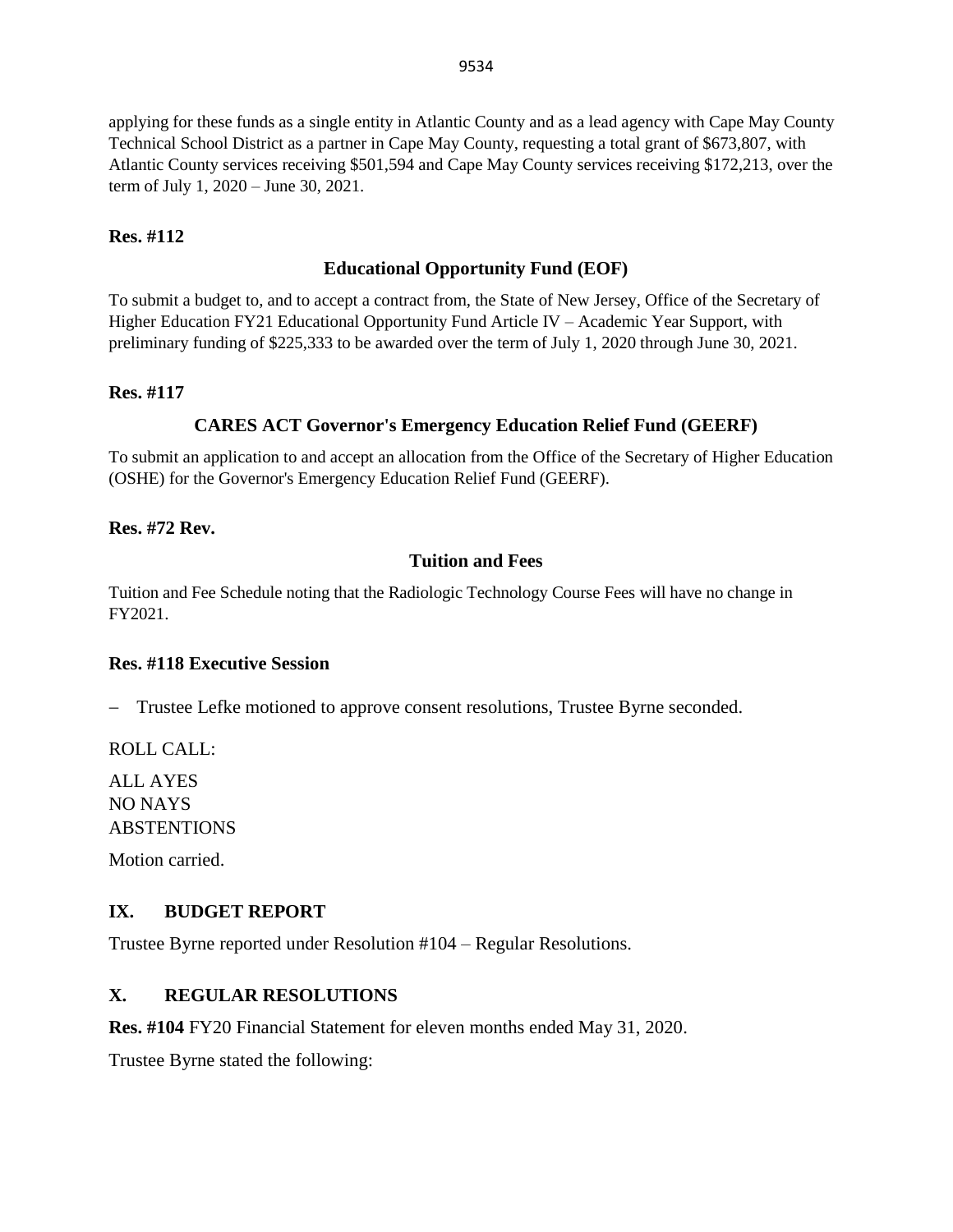applying for these funds as a single entity in Atlantic County and as a lead agency with Cape May County Technical School District as a partner in Cape May County, requesting a total grant of $673,807, with Atlantic County services receiving $501,594 and Cape May County services receiving $172,213, over the term of July 1, 2020 – June 30, 2021.

**Res. #112**

**Educational Opportunity Fund (EOF)**

To submit a budget to, and to accept a contract from, the State of New Jersey, Office of the Secretary of Higher Education FY21 Educational Opportunity Fund Article IV – Academic Year Support, with preliminary funding of $225,333 to be awarded over the term of July 1, 2020 through June 30, 2021.

**Res. #117**

**CARES ACT Governor's Emergency Education Relief Fund (GEERF)**

To submit an application to and accept an allocation from the Office of the Secretary of Higher Education (OSHE) for the Governor's Emergency Education Relief Fund (GEERF).

**Res. #72 Rev.**

**Tuition and Fees**

Tuition and Fee Schedule noting that the Radiologic Technology Course Fees will have no change in FY2021.

**Res. #118 Executive Session**

– Trustee Lefke motioned to approve consent resolutions, Trustee Byrne seconded.

ROLL CALL:

ALL AYES
NO NAYS
ABSTENTIONS

Motion carried.

## IX. BUDGET REPORT

Trustee Byrne reported under Resolution #104 – Regular Resolutions.

## X. REGULAR RESOLUTIONS

**Res. #104** FY20 Financial Statement for eleven months ended May 31, 2020.

Trustee Byrne stated the following: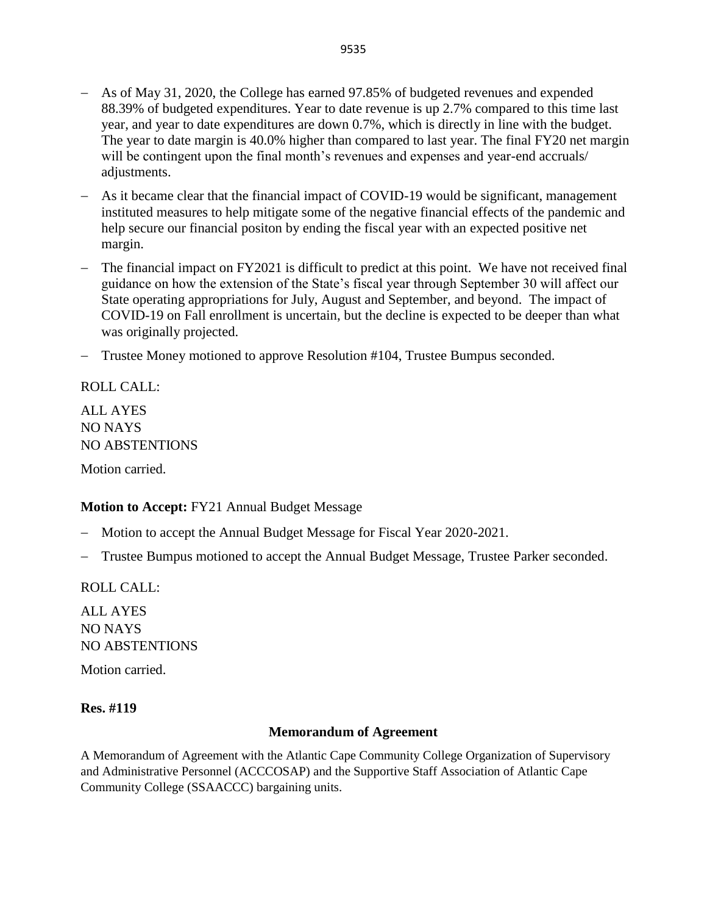- As of May 31, 2020, the College has earned 97.85% of budgeted revenues and expended 88.39% of budgeted expenditures. Year to date revenue is up 2.7% compared to this time last year, and year to date expenditures are down 0.7%, which is directly in line with the budget. The year to date margin is 40.0% higher than compared to last year. The final FY20 net margin will be contingent upon the final month's revenues and expenses and year-end accruals/ adjustments.
- As it became clear that the financial impact of COVID-19 would be significant, management instituted measures to help mitigate some of the negative financial effects of the pandemic and help secure our financial positon by ending the fiscal year with an expected positive net margin.
- The financial impact on FY2021 is difficult to predict at this point. We have not received final guidance on how the extension of the State's fiscal year through September 30 will affect our State operating appropriations for July, August and September, and beyond. The impact of COVID-19 on Fall enrollment is uncertain, but the decline is expected to be deeper than what was originally projected.
- Trustee Money motioned to approve Resolution #104, Trustee Bumpus seconded.

ROLL CALL:

ALL AYES
NO NAYS
NO ABSTENTIONS

Motion carried.

**Motion to Accept:** FY21 Annual Budget Message

- Motion to accept the Annual Budget Message for Fiscal Year 2020-2021.
- Trustee Bumpus motioned to accept the Annual Budget Message, Trustee Parker seconded.

ROLL CALL:

ALL AYES
NO NAYS
NO ABSTENTIONS

Motion carried.

**Res. #119**

**Memorandum of Agreement**

A Memorandum of Agreement with the Atlantic Cape Community College Organization of Supervisory and Administrative Personnel (ACCCOSAP) and the Supportive Staff Association of Atlantic Cape Community College (SSAACCC) bargaining units.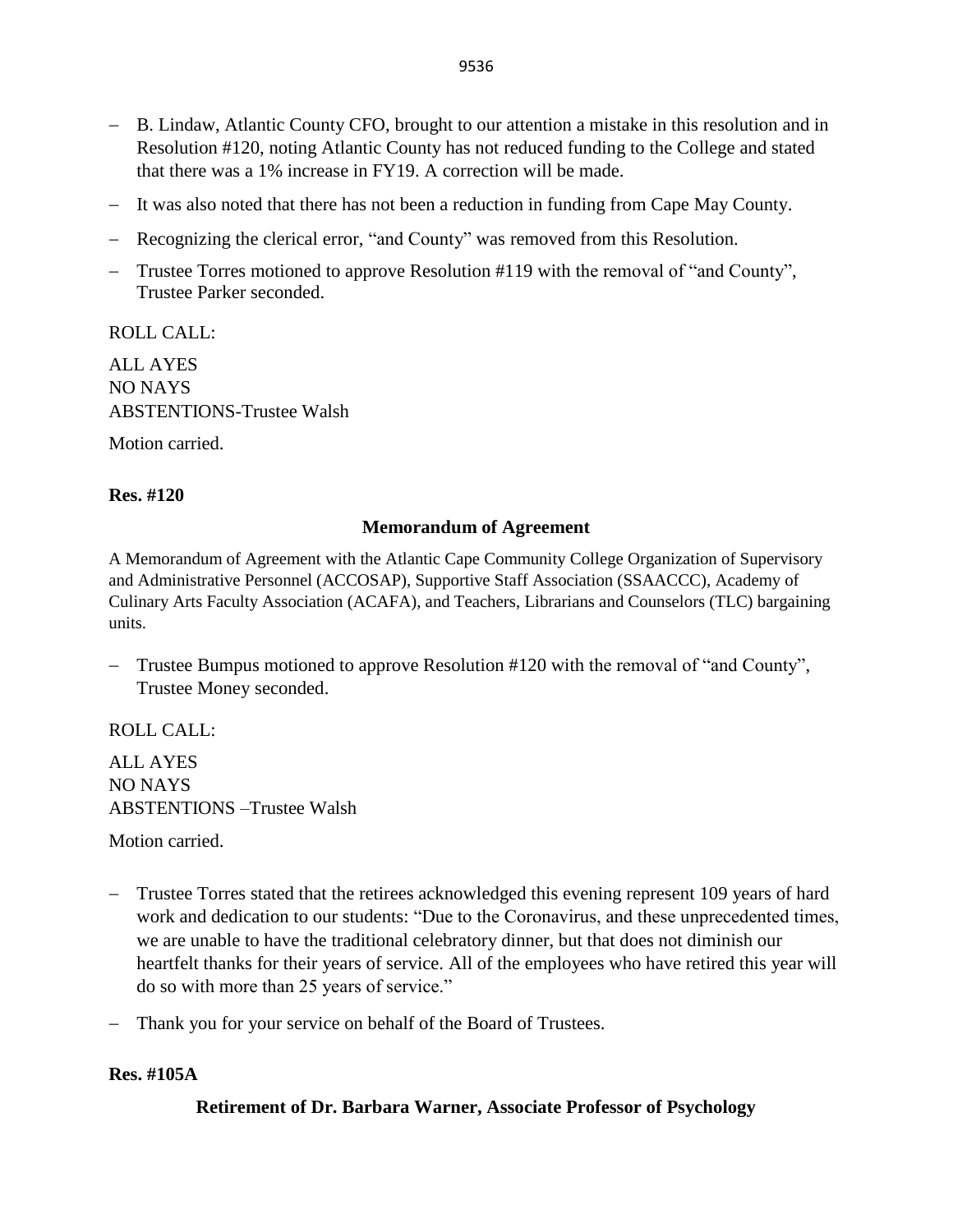- B. Lindaw, Atlantic County CFO, brought to our attention a mistake in this resolution and in Resolution #120, noting Atlantic County has not reduced funding to the College and stated that there was a 1% increase in FY19. A correction will be made.
- It was also noted that there has not been a reduction in funding from Cape May County.
- Recognizing the clerical error, "and County" was removed from this Resolution.
- Trustee Torres motioned to approve Resolution #119 with the removal of "and County", Trustee Parker seconded.

ROLL CALL:

ALL AYES
NO NAYS
ABSTENTIONS-Trustee Walsh

Motion carried.

**Res. #120**

**Memorandum of Agreement**

A Memorandum of Agreement with the Atlantic Cape Community College Organization of Supervisory and Administrative Personnel (ACCOSAP), Supportive Staff Association (SSAACCC), Academy of Culinary Arts Faculty Association (ACAFA), and Teachers, Librarians and Counselors (TLC) bargaining units.

- Trustee Bumpus motioned to approve Resolution #120 with the removal of "and County", Trustee Money seconded.

ROLL CALL:

ALL AYES
NO NAYS
ABSTENTIONS –Trustee Walsh

Motion carried.

- Trustee Torres stated that the retirees acknowledged this evening represent 109 years of hard work and dedication to our students: "Due to the Coronavirus, and these unprecedented times, we are unable to have the traditional celebratory dinner, but that does not diminish our heartfelt thanks for their years of service. All of the employees who have retired this year will do so with more than 25 years of service."
- Thank you for your service on behalf of the Board of Trustees.

**Res. #105A**

**Retirement of Dr. Barbara Warner, Associate Professor of Psychology**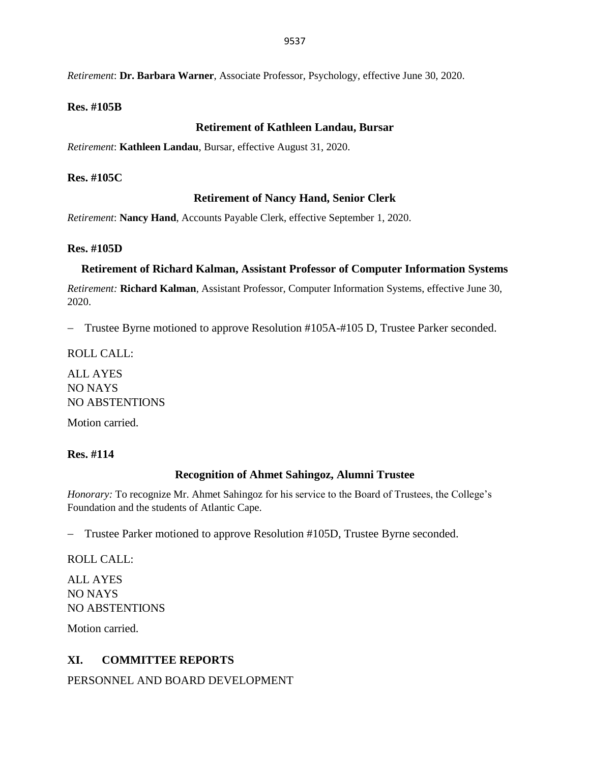*Retirement*: **Dr. Barbara Warner**, Associate Professor, Psychology, effective June 30, 2020.

**Res. #105B**

**Retirement of Kathleen Landau, Bursar**

*Retirement*: **Kathleen Landau**, Bursar, effective August 31, 2020.

**Res. #105C**

**Retirement of Nancy Hand, Senior Clerk**

*Retirement*: **Nancy Hand**, Accounts Payable Clerk, effective September 1, 2020.

**Res. #105D**

**Retirement of Richard Kalman, Assistant Professor of Computer Information Systems**

*Retirement:* **Richard Kalman**, Assistant Professor, Computer Information Systems, effective June 30, 2020.

- Trustee Byrne motioned to approve Resolution #105A-#105 D, Trustee Parker seconded.

ROLL CALL:

ALL AYES
NO NAYS
NO ABSTENTIONS

Motion carried.

**Res. #114**

**Recognition of Ahmet Sahingoz, Alumni Trustee**

*Honorary:* To recognize Mr. Ahmet Sahingoz for his service to the Board of Trustees, the College's Foundation and the students of Atlantic Cape.

- Trustee Parker motioned to approve Resolution #105D, Trustee Byrne seconded.

ROLL CALL:

ALL AYES
NO NAYS
NO ABSTENTIONS

Motion carried.

## XI. COMMITTEE REPORTS

PERSONNEL AND BOARD DEVELOPMENT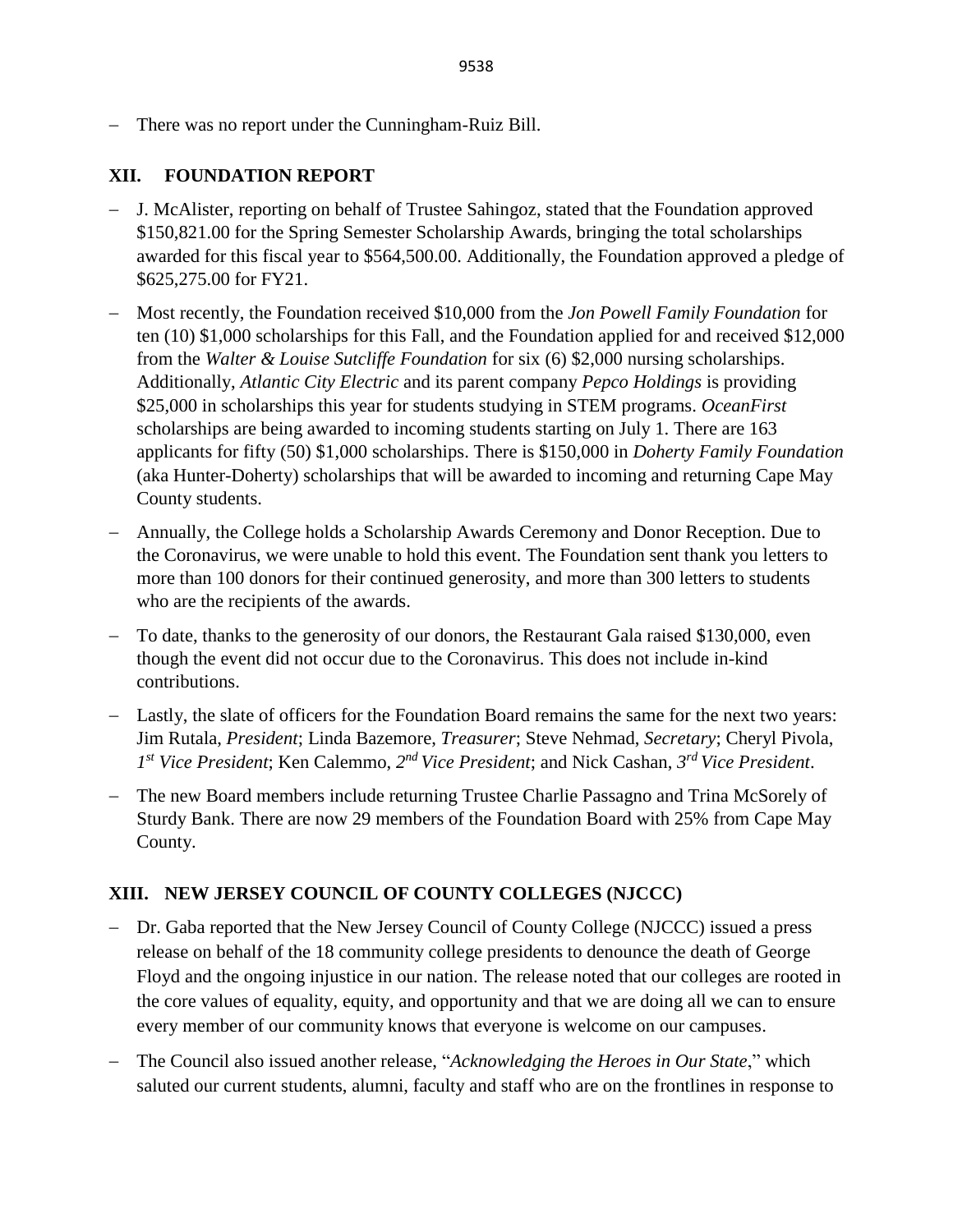- There was no report under the Cunningham-Ruiz Bill.

## XII. FOUNDATION REPORT

- J. McAlister, reporting on behalf of Trustee Sahingoz, stated that the Foundation approved \$150,821.00 for the Spring Semester Scholarship Awards, bringing the total scholarships awarded for this fiscal year to \$564,500.00. Additionally, the Foundation approved a pledge of \$625,275.00 for FY21.
- Most recently, the Foundation received \$10,000 from the *Jon Powell Family Foundation* for ten (10) \$1,000 scholarships for this Fall, and the Foundation applied for and received \$12,000 from the *Walter & Louise Sutcliffe Foundation* for six (6) \$2,000 nursing scholarships. Additionally, *Atlantic City Electric* and its parent company *Pepco Holdings* is providing \$25,000 in scholarships this year for students studying in STEM programs. *OceanFirst* scholarships are being awarded to incoming students starting on July 1. There are 163 applicants for fifty (50) \$1,000 scholarships. There is \$150,000 in *Doherty Family Foundation* (aka Hunter-Doherty) scholarships that will be awarded to incoming and returning Cape May County students.
- Annually, the College holds a Scholarship Awards Ceremony and Donor Reception. Due to the Coronavirus, we were unable to hold this event. The Foundation sent thank you letters to more than 100 donors for their continued generosity, and more than 300 letters to students who are the recipients of the awards.
- To date, thanks to the generosity of our donors, the Restaurant Gala raised \$130,000, even though the event did not occur due to the Coronavirus. This does not include in-kind contributions.
- Lastly, the slate of officers for the Foundation Board remains the same for the next two years: Jim Rutala, *President*; Linda Bazemore, *Treasurer*; Steve Nehmad, *Secretary*; Cheryl Pivola, *1st Vice President*; Ken Calemmo, *2nd Vice President*; and Nick Cashan, *3rd Vice President*.
- The new Board members include returning Trustee Charlie Passagno and Trina McSorely of Sturdy Bank. There are now 29 members of the Foundation Board with 25% from Cape May County.

## XIII. NEW JERSEY COUNCIL OF COUNTY COLLEGES (NJCCC)

- Dr. Gaba reported that the New Jersey Council of County College (NJCCC) issued a press release on behalf of the 18 community college presidents to denounce the death of George Floyd and the ongoing injustice in our nation. The release noted that our colleges are rooted in the core values of equality, equity, and opportunity and that we are doing all we can to ensure every member of our community knows that everyone is welcome on our campuses.
- The Council also issued another release, "*Acknowledging the Heroes in Our State*," which saluted our current students, alumni, faculty and staff who are on the frontlines in response to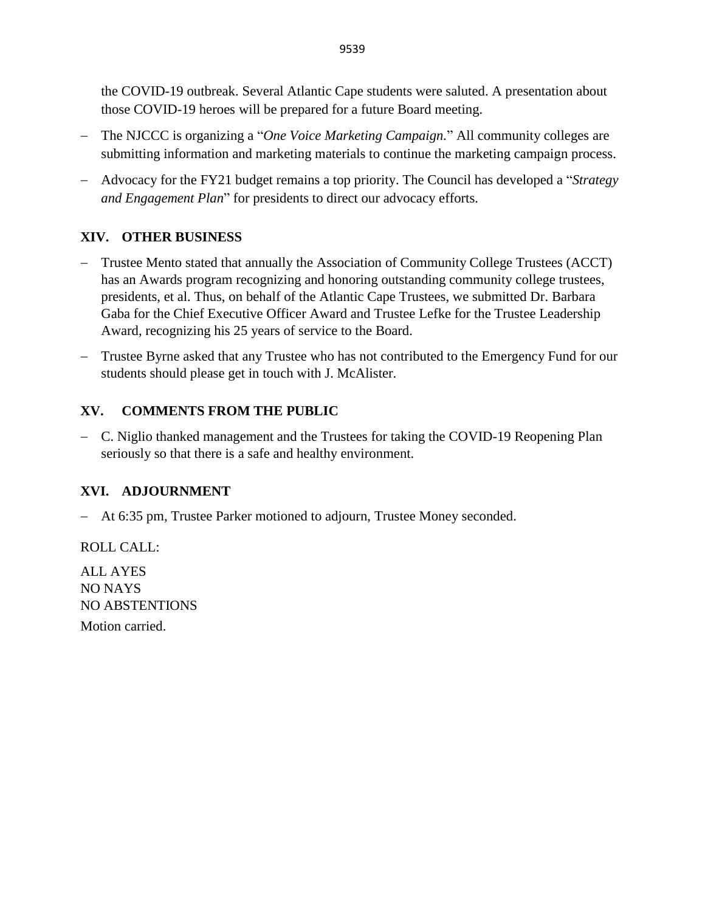the COVID-19 outbreak. Several Atlantic Cape students were saluted. A presentation about those COVID-19 heroes will be prepared for a future Board meeting.

- The NJCCC is organizing a "*One Voice Marketing Campaign.*" All community colleges are submitting information and marketing materials to continue the marketing campaign process.
- Advocacy for the FY21 budget remains a top priority. The Council has developed a "*Strategy and Engagement Plan*" for presidents to direct our advocacy efforts.

## XIV. OTHER BUSINESS

- Trustee Mento stated that annually the Association of Community College Trustees (ACCT) has an Awards program recognizing and honoring outstanding community college trustees, presidents, et al. Thus, on behalf of the Atlantic Cape Trustees, we submitted Dr. Barbara Gaba for the Chief Executive Officer Award and Trustee Lefke for the Trustee Leadership Award, recognizing his 25 years of service to the Board.
- Trustee Byrne asked that any Trustee who has not contributed to the Emergency Fund for our students should please get in touch with J. McAlister.

## XV. COMMENTS FROM THE PUBLIC

- C. Niglio thanked management and the Trustees for taking the COVID-19 Reopening Plan seriously so that there is a safe and healthy environment.

## XVI. ADJOURNMENT

- At 6:35 pm, Trustee Parker motioned to adjourn, Trustee Money seconded.

ROLL CALL:

ALL AYES
NO NAYS
NO ABSTENTIONS

Motion carried.